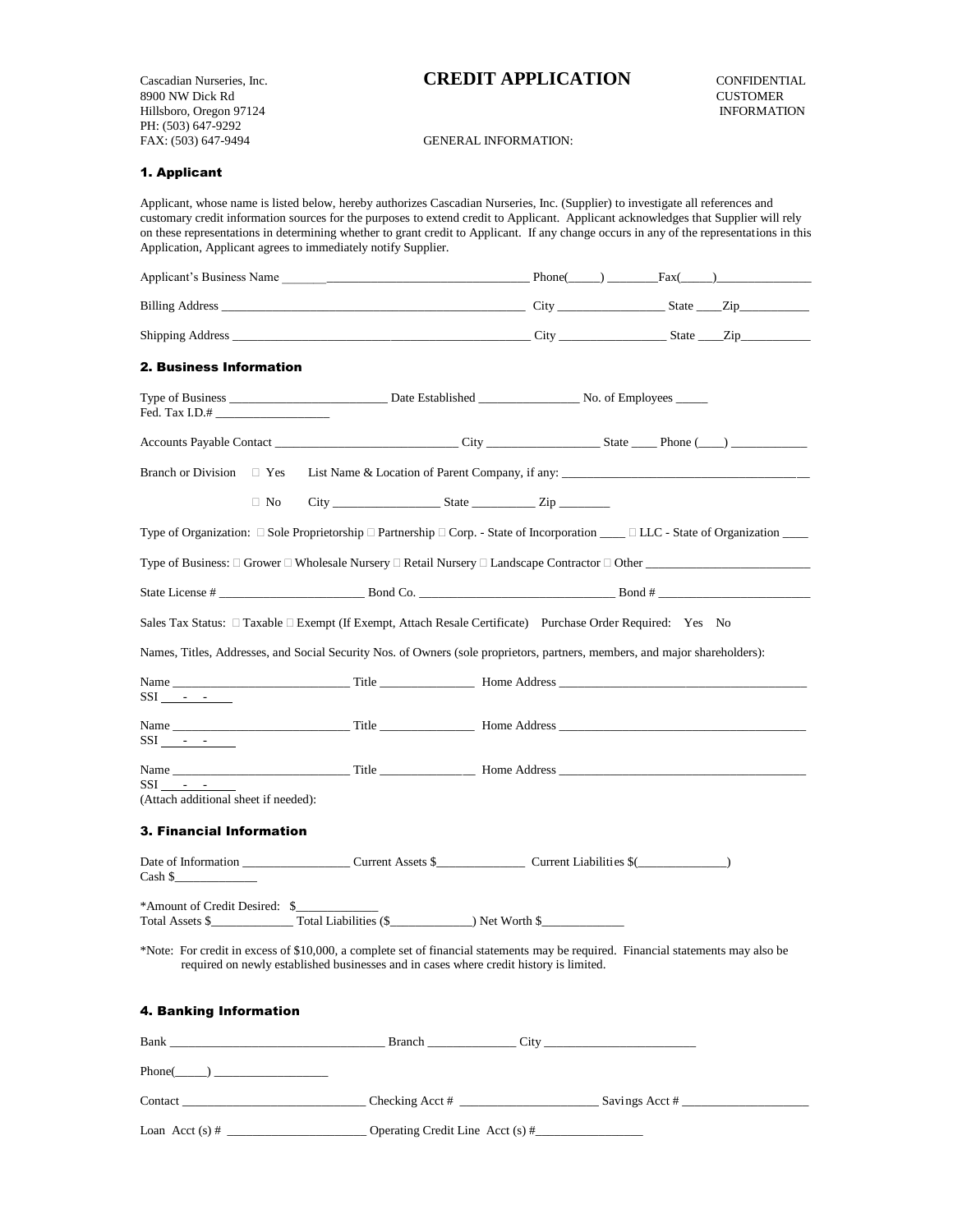Cascadian Nurseries, Inc.
8900 NW Dick Rd
Hillsboro, Oregon 97124
PH: (503) 647-9292
FAX: (503) 647-9494

# CREDIT APPLICATION

CONFIDENTIAL
CUSTOMER
INFORMATION

GENERAL INFORMATION:

## 1. Applicant

Applicant, whose name is listed below, hereby authorizes Cascadian Nurseries, Inc. (Supplier) to investigate all references and customary credit information sources for the purposes to extend credit to Applicant. Applicant acknowledges that Supplier will rely on these representations in determining whether to grant credit to Applicant. If any change occurs in any of the representations in this Application, Applicant agrees to immediately notify Supplier.

Applicant's Business Name ________________________________________ Phone(_____) ________Fax(_____)_______________

Billing Address _________________________________________________ City _________________ State ____Zip___________

Shipping Address ________________________________________________ City _________________ State ____Zip___________

## 2. Business Information

Type of Business _________________________ Date Established ________________ No. of Employees _____
Fed. Tax I.D.# __________________

Accounts Payable Contact ______________________________ City __________________ State ____ Phone (____) ____________

Branch or Division ☐ Yes List Name & Location of Parent Company, if any: ________________________________________

☐ No City _________________ State __________ Zip ________

Type of Organization: ☐ Sole Proprietorship ☐ Partnership ☐ Corp. - State of Incorporation ____ ☐ LLC - State of Organization ____

Type of Business: ☐ Grower ☐ Wholesale Nursery ☐ Retail Nursery ☐ Landscape Contractor ☐ Other __________________________

State License # _______________________ Bond Co. _______________________________ Bond # ________________________

Sales Tax Status: ☐ Taxable ☐ Exempt (If Exempt, Attach Resale Certificate) Purchase Order Required: Yes No

Names, Titles, Addresses, and Social Security Nos. of Owners (sole proprietors, partners, members, and major shareholders):

Name ____________________________ Title _______________ Home Address ________________________________________
SSI ____-__-____

Name ____________________________ Title _______________ Home Address ________________________________________
SSI ____-__-____

Name ____________________________ Title _______________ Home Address ________________________________________
SSI ____-__-____
(Attach additional sheet if needed):

## 3. Financial Information

Date of Information _________________ Current Assets $______________ Current Liabilities $(______________)
Cash $_____________

*Amount of Credit Desired: $_____________
Total Assets $_____________ Total Liabilities ($_____________) Net Worth $_____________

*Note: For credit in excess of $10,000, a complete set of financial statements may be required. Financial statements may also be required on newly established businesses and in cases where credit history is limited.

## 4. Banking Information

Bank __________________________________ Branch ______________ City ________________________

Phone(_____) __________________

Contact _____________________________ Checking Acct # ______________________ Savings Acct # ____________________

Loan Acct (s) # ______________________ Operating Credit Line Acct (s) #_________________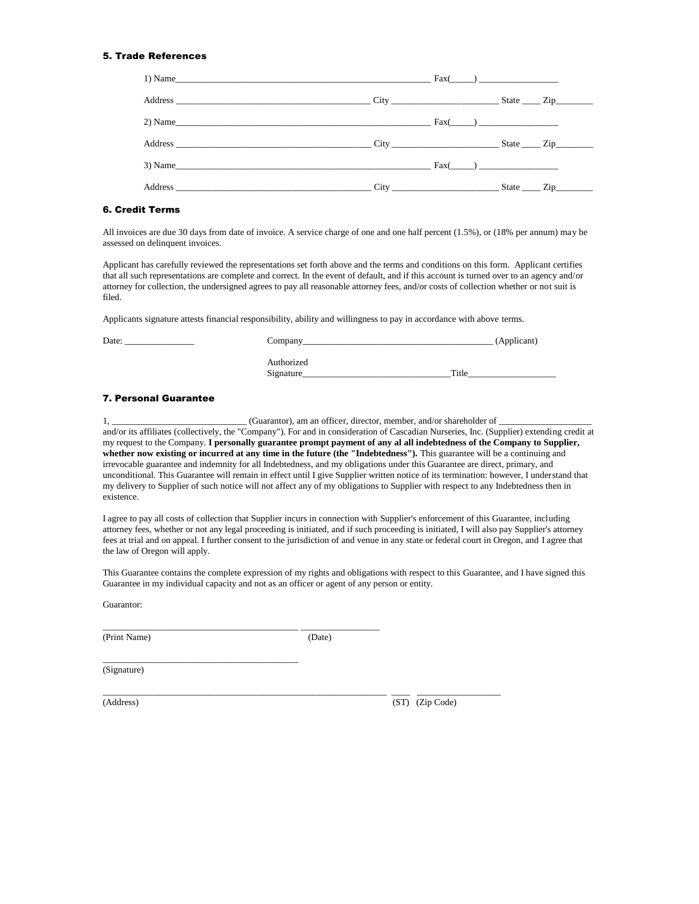### 5. Trade References

1) Name_______________________________________________________ Fax(_____) _________________

Address _________________________________________ City _______________________ State ____ Zip________

2) Name_______________________________________________________ Fax(_____) _________________

Address _________________________________________ City _______________________ State ____ Zip________

3) Name_______________________________________________________ Fax(_____) _________________

Address _________________________________________ City _______________________ State ____ Zip________

### 6. Credit Terms

All invoices are due 30 days from date of invoice. A service charge of one and one half percent (1.5%), or (18% per annum) may be assessed on delinquent invoices.

Applicant has carefully reviewed the representations set forth above and the terms and conditions on this form. Applicant certifies that all such representations are complete and correct. In the event of default, and if this account is turned over to an agency and/or attorney for collection, the undersigned agrees to pay all reasonable attorney fees, and/or costs of collection whether or not suit is filed.

Applicants signature attests financial responsibility, ability and willingness to pay in accordance with above terms.

Date: _______________ Company_________________________________________ (Applicant)

Authorized Signature________________________________Title___________________

### 7. Personal Guarantee

1, ____________________________ (Guarantor), am an officer, director, member, and/or shareholder of ____________________ and/or its affiliates (collectively, the "Company"). For and in consideration of Cascadian Nurseries, Inc. (Supplier) extending credit at my request to the Company. **I personally guarantee prompt payment of any al all indebtedness of the Company to Supplier, whether now existing or incurred at any time in the future (the "Indebtedness").** This guarantee will be a continuing and irrevocable guarantee and indemnity for all Indebtedness, and my obligations under this Guarantee are direct, primary, and unconditional. This Guarantee will remain in effect until I give Supplier written notice of its termination: however, I understand that my delivery to Supplier of such notice will not affect any of my obligations to Supplier with respect to any Indebtedness then in existence.

I agree to pay all costs of collection that Supplier incurs in connection with Supplier's enforcement of this Guarantee, including attorney fees, whether or not any legal proceeding is initiated, and if such proceeding is initiated, I will also pay Supplier's attorney fees at trial and on appeal. I further consent to the jurisdiction of and venue in any state or federal court in Oregon, and I agree that the law of Oregon will apply.

This Guarantee contains the complete expression of my rights and obligations with respect to this Guarantee, and I have signed this Guarantee in my individual capacity and not as an officer or agent of any person or entity.

Guarantor:

_________________________________________ _________________
(Print Name) (Date)

_________________________________________
(Signature)

______________________________________________________________ ____ _________________
(Address) (ST) (Zip Code)